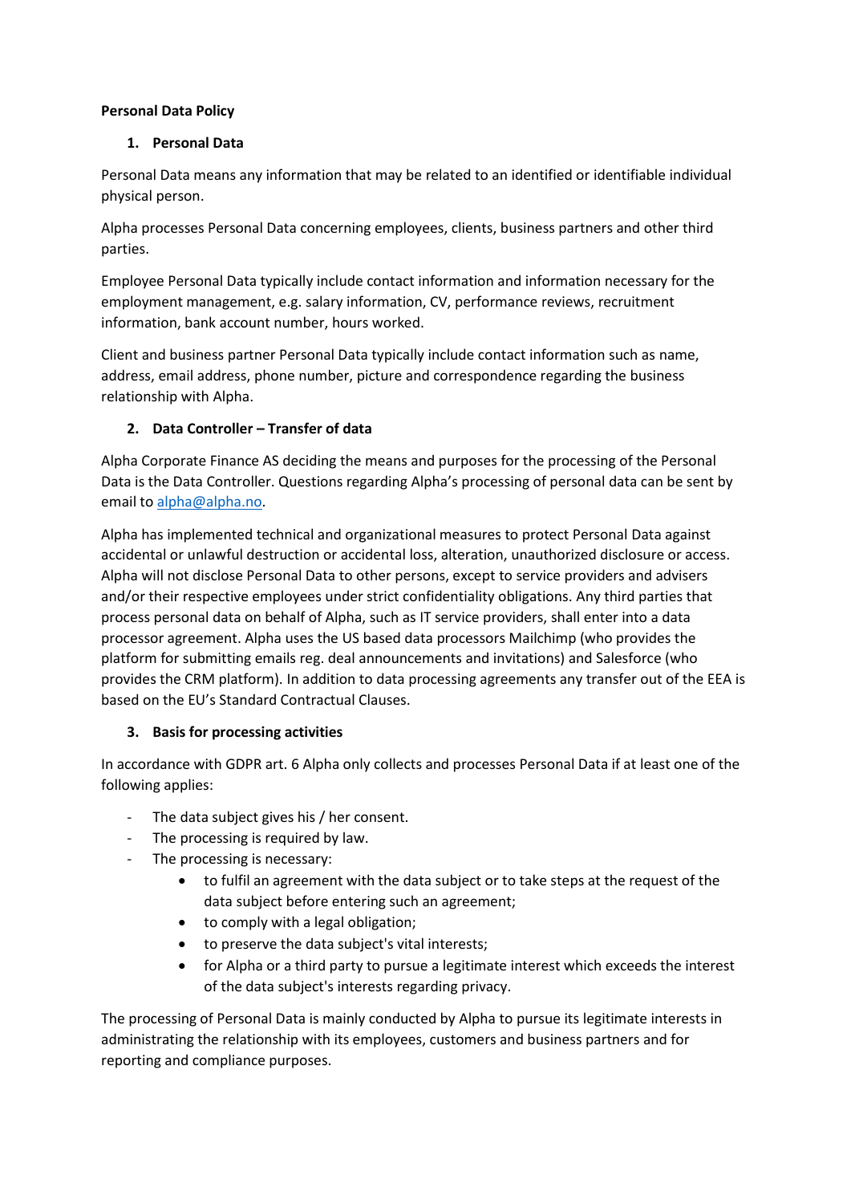**Personal Data Policy**

## 1. Personal Data

Personal Data means any information that may be related to an identified or identifiable individual physical person.

Alpha processes Personal Data concerning employees, clients, business partners and other third parties.

Employee Personal Data typically include contact information and information necessary for the employment management, e.g. salary information, CV, performance reviews, recruitment information, bank account number, hours worked.

Client and business partner Personal Data typically include contact information such as name, address, email address, phone number, picture and correspondence regarding the business relationship with Alpha.

## 2. Data Controller – Transfer of data

Alpha Corporate Finance AS deciding the means and purposes for the processing of the Personal Data is the Data Controller. Questions regarding Alpha's processing of personal data can be sent by email to [alpha@alpha.no](mailto:alpha@alpha.no).

Alpha has implemented technical and organizational measures to protect Personal Data against accidental or unlawful destruction or accidental loss, alteration, unauthorized disclosure or access. Alpha will not disclose Personal Data to other persons, except to service providers and advisers and/or their respective employees under strict confidentiality obligations. Any third parties that process personal data on behalf of Alpha, such as IT service providers, shall enter into a data processor agreement. Alpha uses the US based data processors Mailchimp (who provides the platform for submitting emails reg. deal announcements and invitations) and Salesforce (who provides the CRM platform). In addition to data processing agreements any transfer out of the EEA is based on the EU's Standard Contractual Clauses.

## 3. Basis for processing activities

In accordance with GDPR art. 6 Alpha only collects and processes Personal Data if at least one of the following applies:

- The data subject gives his / her consent.
- The processing is required by law.
- The processing is necessary:
    - to fulfil an agreement with the data subject or to take steps at the request of the data subject before entering such an agreement;
    - to comply with a legal obligation;
    - to preserve the data subject's vital interests;
    - for Alpha or a third party to pursue a legitimate interest which exceeds the interest of the data subject's interests regarding privacy.

The processing of Personal Data is mainly conducted by Alpha to pursue its legitimate interests in administrating the relationship with its employees, customers and business partners and for reporting and compliance purposes.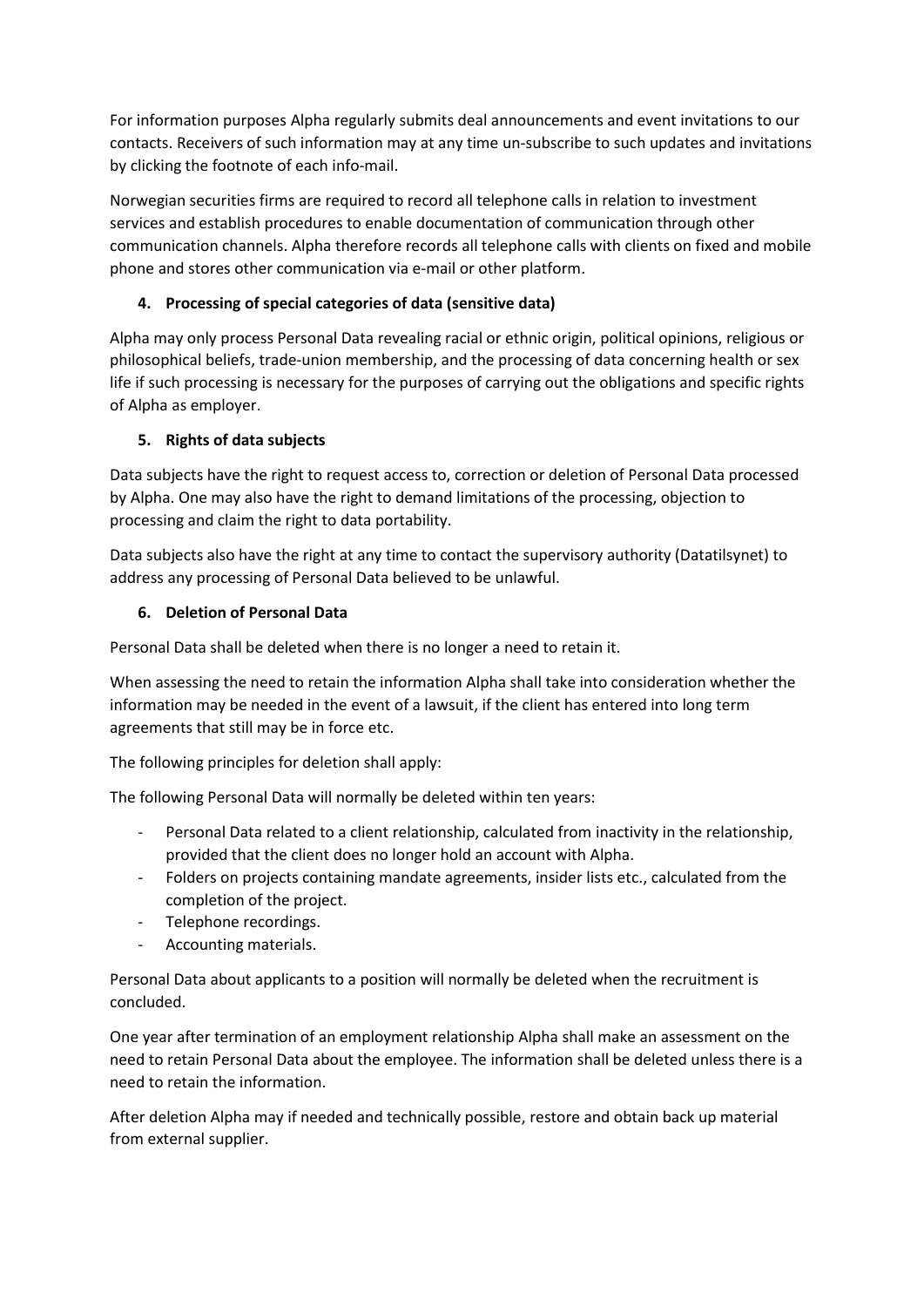For information purposes Alpha regularly submits deal announcements and event invitations to our contacts. Receivers of such information may at any time un-subscribe to such updates and invitations by clicking the footnote of each info-mail.

Norwegian securities firms are required to record all telephone calls in relation to investment services and establish procedures to enable documentation of communication through other communication channels. Alpha therefore records all telephone calls with clients on fixed and mobile phone and stores other communication via e-mail or other platform.

## 4. Processing of special categories of data (sensitive data)

Alpha may only process Personal Data revealing racial or ethnic origin, political opinions, religious or philosophical beliefs, trade-union membership, and the processing of data concerning health or sex life if such processing is necessary for the purposes of carrying out the obligations and specific rights of Alpha as employer.

## 5. Rights of data subjects

Data subjects have the right to request access to, correction or deletion of Personal Data processed by Alpha. One may also have the right to demand limitations of the processing, objection to processing and claim the right to data portability.

Data subjects also have the right at any time to contact the supervisory authority (Datatilsynet) to address any processing of Personal Data believed to be unlawful.

## 6. Deletion of Personal Data

Personal Data shall be deleted when there is no longer a need to retain it.

When assessing the need to retain the information Alpha shall take into consideration whether the information may be needed in the event of a lawsuit, if the client has entered into long term agreements that still may be in force etc.

The following principles for deletion shall apply:

The following Personal Data will normally be deleted within ten years:

- Personal Data related to a client relationship, calculated from inactivity in the relationship, provided that the client does no longer hold an account with Alpha.
- Folders on projects containing mandate agreements, insider lists etc., calculated from the completion of the project.
- Telephone recordings.
- Accounting materials.

Personal Data about applicants to a position will normally be deleted when the recruitment is concluded.

One year after termination of an employment relationship Alpha shall make an assessment on the need to retain Personal Data about the employee. The information shall be deleted unless there is a need to retain the information.

After deletion Alpha may if needed and technically possible, restore and obtain back up material from external supplier.